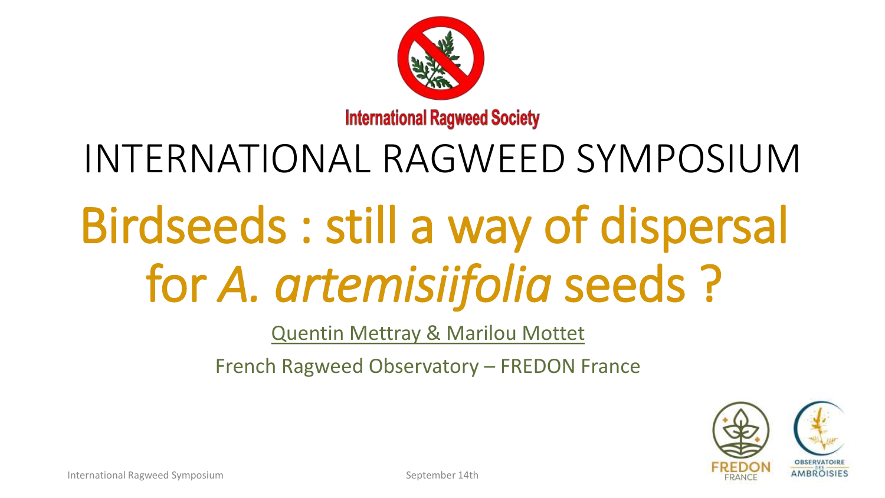International Ragweed Society

# INTERNATIONAL RAGWEED SYMPOSIUM

# Birdseeds : still a way of dispersal for *A. artemisiifolia* seeds ?

Quentin Mettray & Marilou Mottet

French Ragweed Observatory – FREDON France

FREDON FRANCE

OBSERVATOIRE DES AMBROISIES

International Ragweed Symposium

September 14th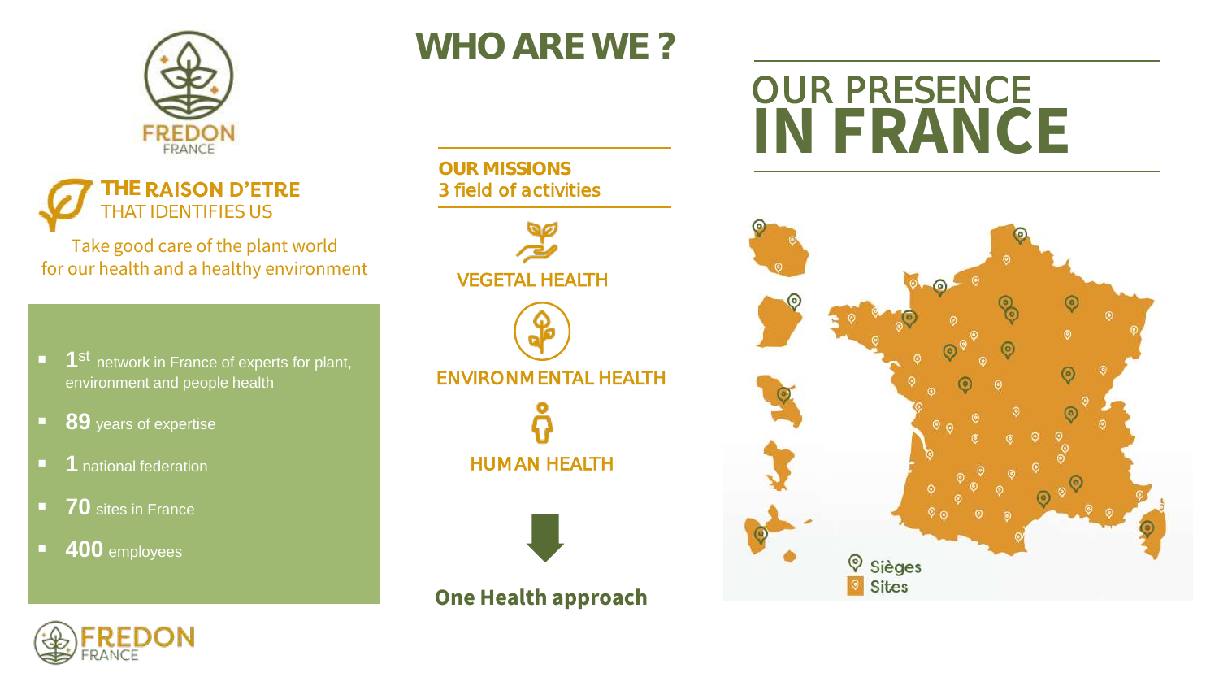# WHO ARE WE ?

**THE RAISON D'ETRE**
THAT IDENTIFIES US

Take good care of the plant world
for our health and a healthy environment

- **1**st network in France of experts for plant, environment and people health
- **89** years of expertise
- **1** national federation
- **70** sites in France
- **400** employees

**OUR MISSIONS**
**3 field of activities**

VEGETAL HEALTH

ENVIRONMENTAL HEALTH

HUMAN HEALTH

**One Health approach**

## OUR PRESENCE IN FRANCE

Sièges
Sites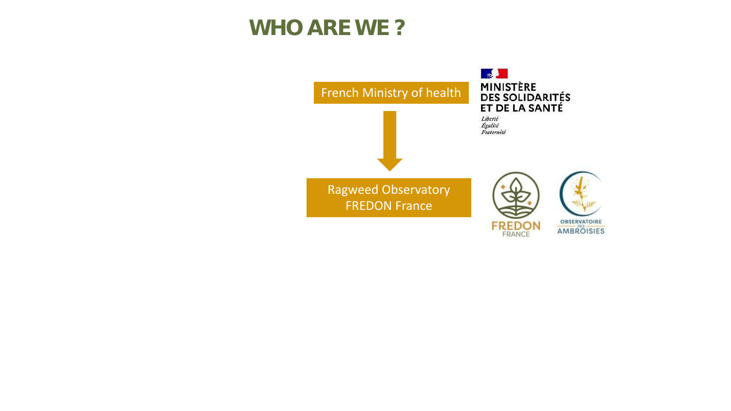# WHO ARE WE ?

French Ministry of health

MINISTÈRE DES SOLIDARITÉS ET DE LA SANTÉ

*Liberté*
*Égalité*
*Fraternité*

↓

Ragweed Observatory
FREDON France

FREDON FRANCE

OBSERVATOIRE DES AMBROISIES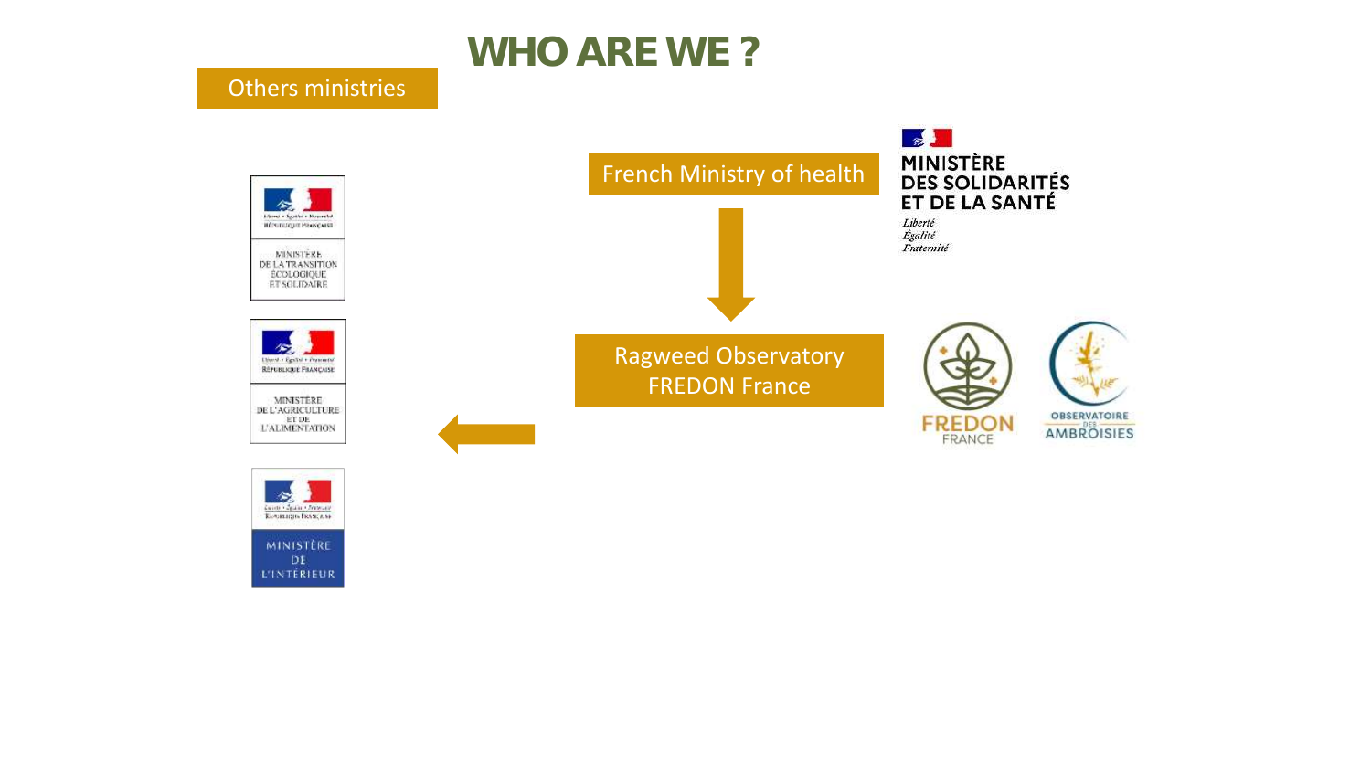# WHO ARE WE ?

Others ministries

French Ministry of health

MINISTÈRE DES SOLIDARITÉS ET DE LA SANTÉ

*Liberté*
*Égalité*
*Fraternité*

Ragweed Observatory
FREDON France

FREDON FRANCE

OBSERVATOIRE DES AMBROISIES

MINISTÈRE DE LA TRANSITION ÉCOLOGIQUE ET SOLIDAIRE

MINISTÈRE DE L'AGRICULTURE ET DE L'ALIMENTATION

MINISTÈRE DE L'INTÉRIEUR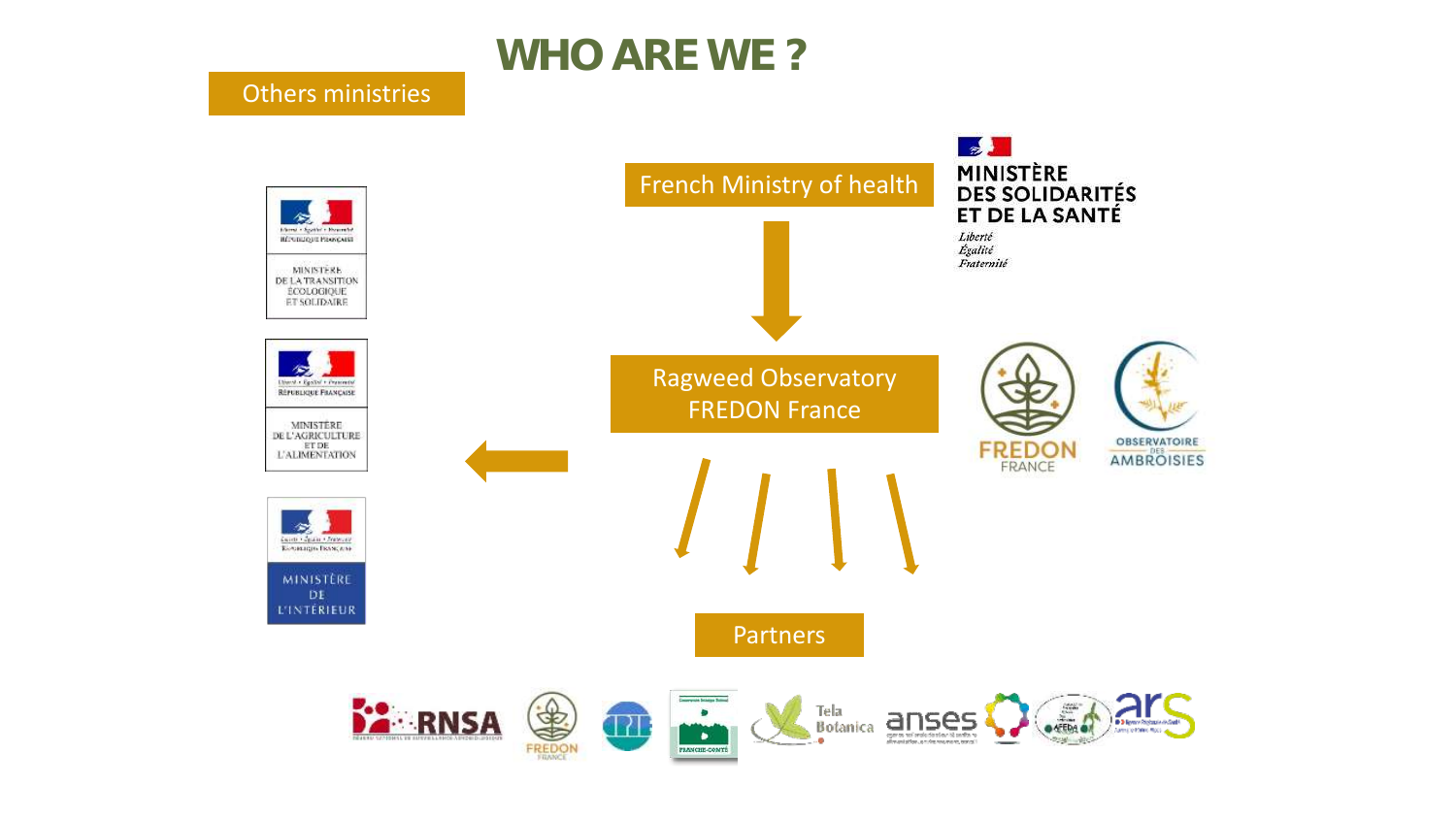# WHO ARE WE ?

Others ministries

- MINISTÈRE DE LA TRANSITION ÉCOLOGIQUE ET SOLIDAIRE
- MINISTÈRE DE L'AGRICULTURE ET DE L'ALIMENTATION
- MINISTÈRE DE L'INTÉRIEUR

French Ministry of health

MINISTÈRE DES SOLIDARITÉS ET DE LA SANTÉ
*Liberté*
*Égalité*
*Fraternité*

Ragweed Observatory
FREDON France

FREDON FRANCE

OBSERVATOIRE DES AMBROISIES

Partners

RNSA · FREDON FRANCE · IPI · Conservatoire Botanique National Franche-Comté · Tela Botanica · anses · AFEDA · ars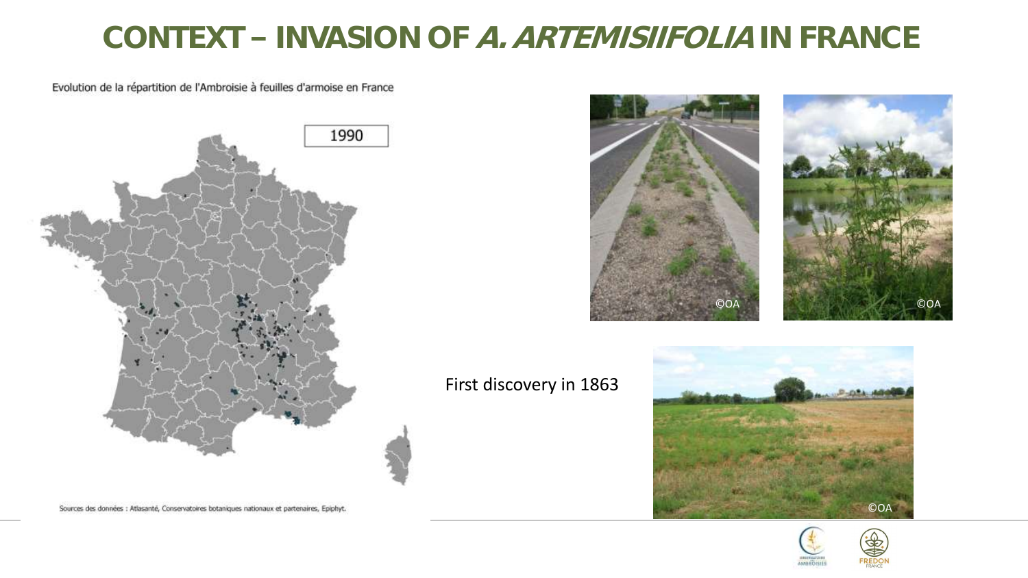# CONTEXT – INVASION OF *A. ARTEMISIIFOLIA* IN FRANCE

Evolution de la répartition de l'Ambroisie à feuilles d'armoise en France

1990

Sources des données : Atlasanté, Conservatoires botaniques nationaux et partenaires, Epiphyt.

©OA

©OA

First discovery in 1863

©OA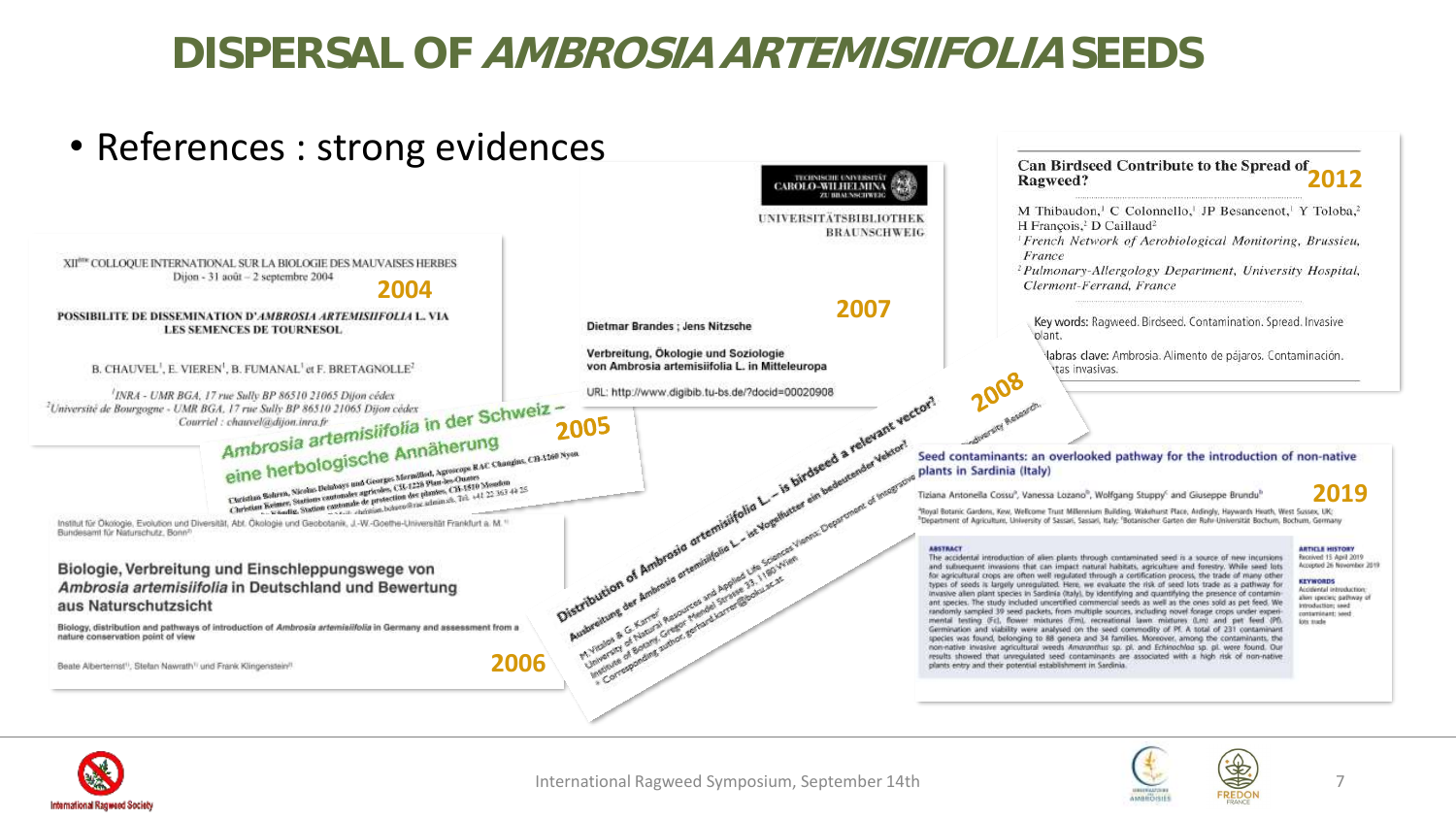# DISPERSAL OF *AMBROSIA ARTEMISIIFOLIA* SEEDS

- References : strong evidences

**2004**

XII[ème] COLLOQUE INTERNATIONAL SUR LA BIOLOGIE DES MAUVAISES HERBES
Dijon - 31 août – 2 septembre 2004

POSSIBILITE DE DISSEMINATION D'*AMBROSIA ARTEMISIIFOLIA* L. VIA LES SEMENCES DE TOURNESOL

B. CHAUVEL[1], E. VIEREN[1], B. FUMANAL[1] et F. BRETAGNOLLE[2]

[1]INRA - UMR BGA, 17 rue Sully BP 86510 21065 Dijon cédex
[2]Université de Bourgogne - UMR BGA, 17 rue Sully BP 86510 21065 Dijon cédex
Courriel : chauvel@dijon.inra.fr

**2005**

*Ambrosia artemisiifolia* in der Schweiz – eine herbologische Annäherung

Christian Bohren, Nicolas Delabays und Georges Mermillod, Agroscope RAC Changins, CH-1260 Nyon
Christian Keimer, Stations cantonales agricoles, CH-1228 Plan-les-Ouates
Stations cantonales de protection des plantes, CH-1510 Moudon

**2006**

Institut für Ökologie, Evolution und Diversität, Abt. Ökologie und Geobotanik, J.-W.-Goethe-Universität Frankfurt a. M.
Bundesamt für Naturschutz, Bonn

Biologie, Verbreitung und Einschleppungswege von *Ambrosia artemisiifolia* in Deutschland und Bewertung aus Naturschutzsicht

Biology, distribution and pathways of introduction of *Ambrosia artemisiifolia* in Germany and assessment from a nature conservation point of view

Beate Alberternst, Stefan Nawrath und Frank Klingenstein

**2007**

TECHNISCHE UNIVERSITÄT CAROLO-WILHELMINA ZU BRAUNSCHWEIG
UNIVERSITÄTSBIBLIOTHEK BRAUNSCHWEIG

Dietmar Brandes ; Jens Nitzsche

Verbreitung, Ökologie und Soziologie von Ambrosia artemisiifolia L. in Mitteleuropa

URL: http://www.digibib.tu-bs.de/?docid=00020908

**2008**

Distribution of *Ambrosia artemisiifolia* L. – is birdseed a relevant vector?
Ausbreitung der *Ambrosia artemisiifolia* L. – ist Vogelfutter ein bedeutender Vektor?

M. Vitalos & G. Karrer
University of Natural Resources and Applied Life Sciences Vienna; Department of Integrative Biology, Institute of Botany, Gregor Mendel Strasse 33, 1180 Wien
Corresponding author: gerhard.karrer@boku.ac.at

**2012**

Can Birdseed Contribute to the Spread of Ragweed?

M Thibaudon,[1] C Colonnello,[1] JP Besancenot,[1] Y Toloba,[2] H François,[2] D Caillaud[2]

[1]French Network of Aerobiological Monitoring, Brussieu, France
[2]Pulmonary-Allergology Department, University Hospital, Clermont-Ferrand, France

Key words: Ragweed. Birdseed. Contamination. Spread. Invasive plant.

Palabras clave: Ambrosia. Alimento de pájaros. Contaminación. Plantas invasivas.

**2019**

Seed contaminants: an overlooked pathway for the introduction of non-native plants in Sardinia (Italy)

Tiziana Antonella Cossu[a], Vanessa Lozano[b], Wolfgang Stuppy[c] and Giuseppe Brundu[b]

[a]Royal Botanic Gardens, Kew, Wellcome Trust Millennium Building, Wakehurst Place, Ardingly, Haywards Heath, West Sussex, UK; [b]Department of Agriculture, University of Sassari, Sassari, Italy; [c]Botanischer Garten der Ruhr-Universität Bochum, Bochum, Germany

**ABSTRACT**

The accidental introduction of alien plants through contaminated seed is a source of new incursions and subsequent invasions that can impact natural habitats, agriculture and forestry. While seed lots for agricultural crops are often well regulated through a certification process, the trade of many other types of seeds is largely unregulated. Here, we evaluate the risk of seed lots trade as a pathway for invasive alien plant species in Sardinia (Italy), by identifying and quantifying the presence of contaminant species. The study included uncertified commercial seeds as well as the ones sold as pet feed. We randomly sampled 39 seed packets, from multiple sources, including novel forage crops under experimental testing (Fc), flower mixtures (Fm), recreational lawn mixtures (Lm) and pet feed (Pf). Germination and viability were analysed on the seed commodity of Pf. A total of 231 contaminant species was found, belonging to 88 genera and 34 families. Moreover, among the contaminants, the non-native invasive agricultural weeds *Amaranthus* sp. pl. and *Echinochloa* sp. pl. were found. Our results showed that unregulated seed contaminants are associated with a high risk of non-native plants entry and their potential establishment in Sardinia.

**ARTICLE HISTORY**
Received 15 April 2019
Accepted 26 November 2019

**KEYWORDS**
Accidental introduction; alien species; pathway of introduction; seed contaminant; seed lots trade

International Ragweed Symposium, September 14th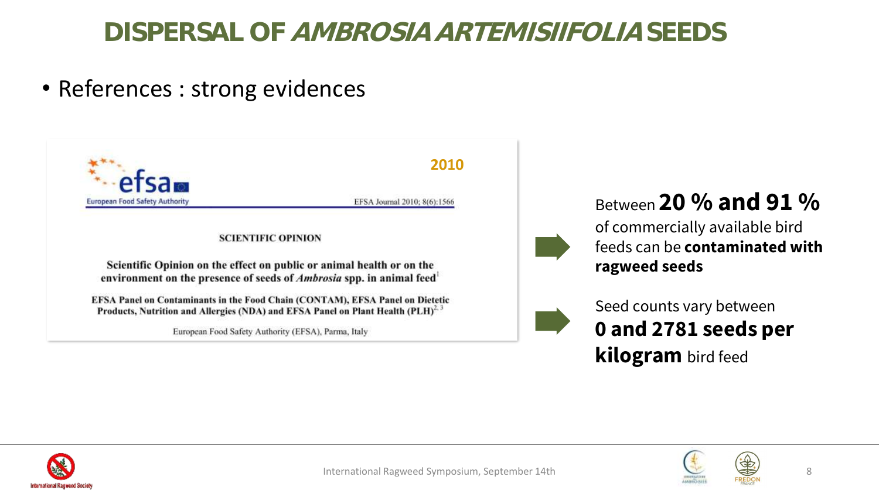# DISPERSAL OF *AMBROSIA ARTEMISIIFOLIA* SEEDS

- References : strong evidences

**2010**

efsa
European Food Safety Authority

EFSA Journal 2010; 8(6):1566

SCIENTIFIC OPINION

**Scientific Opinion on the effect on public or animal health or on the environment on the presence of seeds of *Ambrosia* spp. in animal feed**[1]

**EFSA Panel on Contaminants in the Food Chain (CONTAM), EFSA Panel on Dietetic Products, Nutrition and Allergies (NDA) and EFSA Panel on Plant Health (PLH)**[2, 3]

European Food Safety Authority (EFSA), Parma, Italy

Between **20 % and 91 %** of commercially available bird feeds can be **contaminated with ragweed seeds**

Seed counts vary between **0 and 2781 seeds per kilogram** bird feed

International Ragweed Symposium, September 14th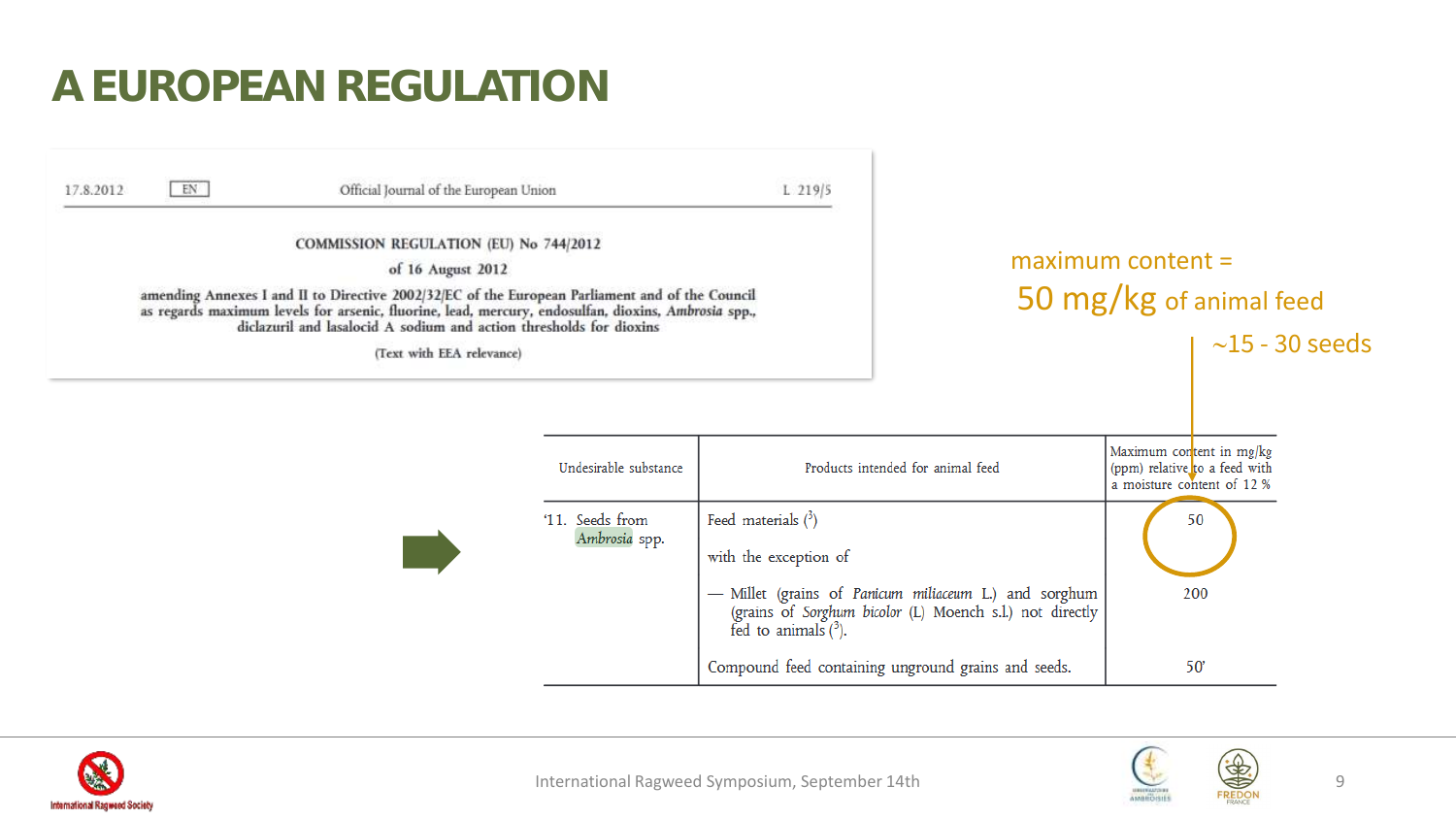# A EUROPEAN REGULATION

17.8.2012 | EN | Official Journal of the European Union | L 219/5

**COMMISSION REGULATION (EU) No 744/2012**

**of 16 August 2012**

**amending Annexes I and II to Directive 2002/32/EC of the European Parliament and of the Council as regards maximum levels for arsenic, fluorine, lead, mercury, endosulfan, dioxins, *Ambrosia* spp., diclazuril and lasalocid A sodium and action thresholds for dioxins**

(Text with EEA relevance)

maximum content = **50 mg/kg** of animal feed

~15 - 30 seeds

| Undesirable substance | Products intended for animal feed | Maximum content in mg/kg (ppm) relative to a feed with a moisture content of 12 % |
|---|---|---|
| '11. Seeds from *Ambrosia* spp. | Feed materials [3] | 50 |
| | with the exception of | |
| | — Millet (grains of *Panicum miliaceum* L.) and sorghum (grains of *Sorghum bicolor* (L) Moench s.l.) not directly fed to animals [3]. | 200 |
| | Compound feed containing unground grains and seeds. | 50' |

International Ragweed Symposium, September 14th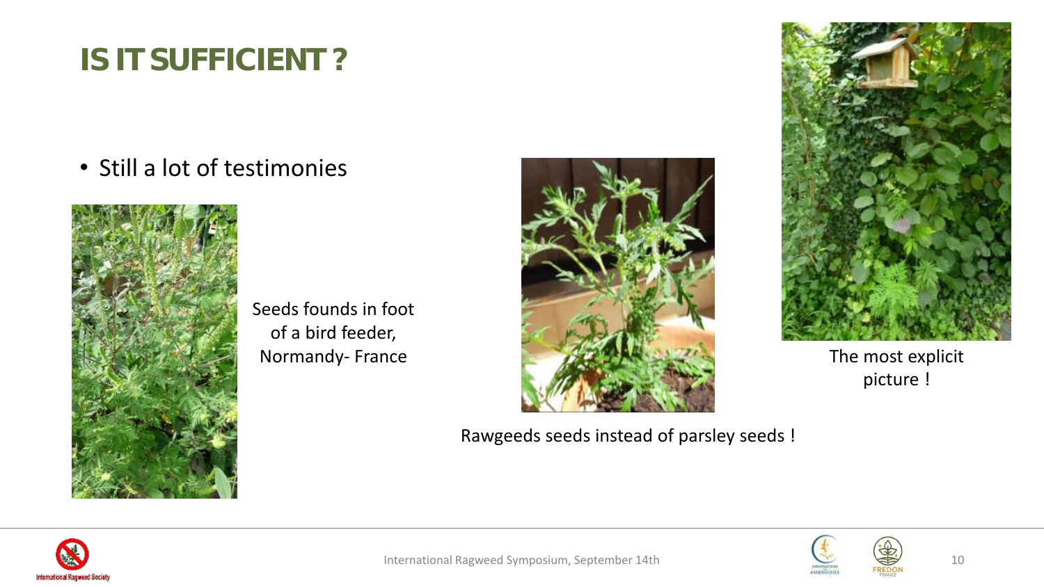# IS IT SUFFICIENT ?

- Still a lot of testimonies

Seeds founds in foot of a bird feeder, Normandy- France

Rawgeeds seeds instead of parsley seeds !

The most explicit picture !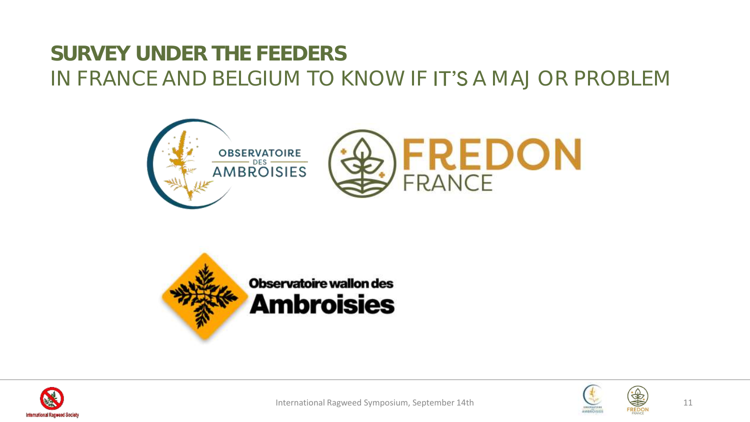# SURVEY UNDER THE FEEDERS

IN FRANCE AND BELGIUM TO KNOW IF IT'S A MAJ OR PROBLEM

OBSERVATOIRE DES AMBROISIES

FREDON FRANCE

Observatoire wallon des Ambroisies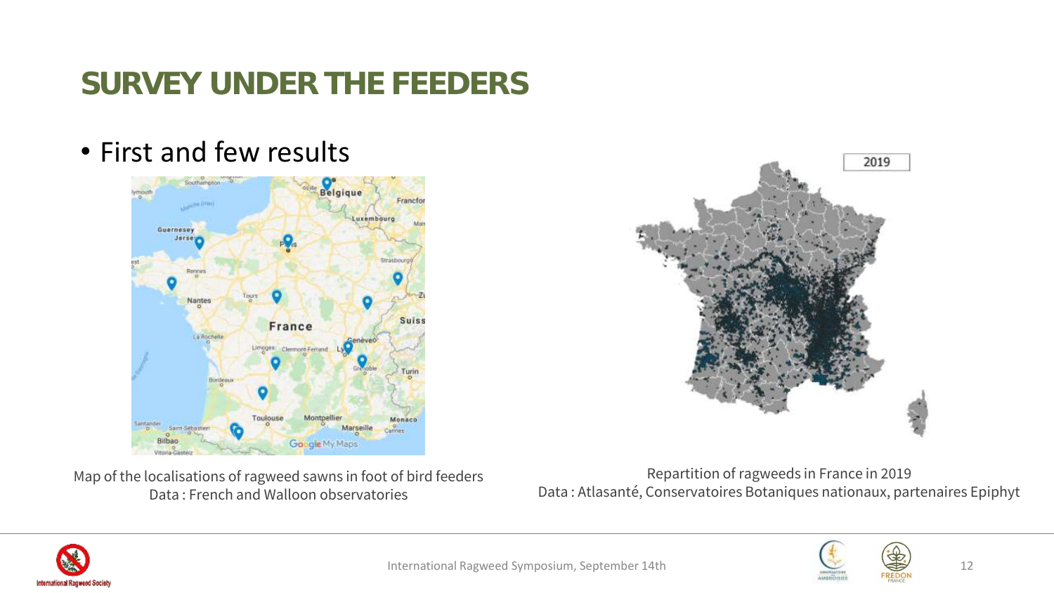# SURVEY UNDER THE FEEDERS

- First and few results

Map of the localisations of ragweed sawns in foot of bird feeders
Data : French and Walloon observatories

Repartition of ragweeds in France in 2019
Data : Atlasanté, Conservatoires Botaniques nationaux, partenaires Epiphyt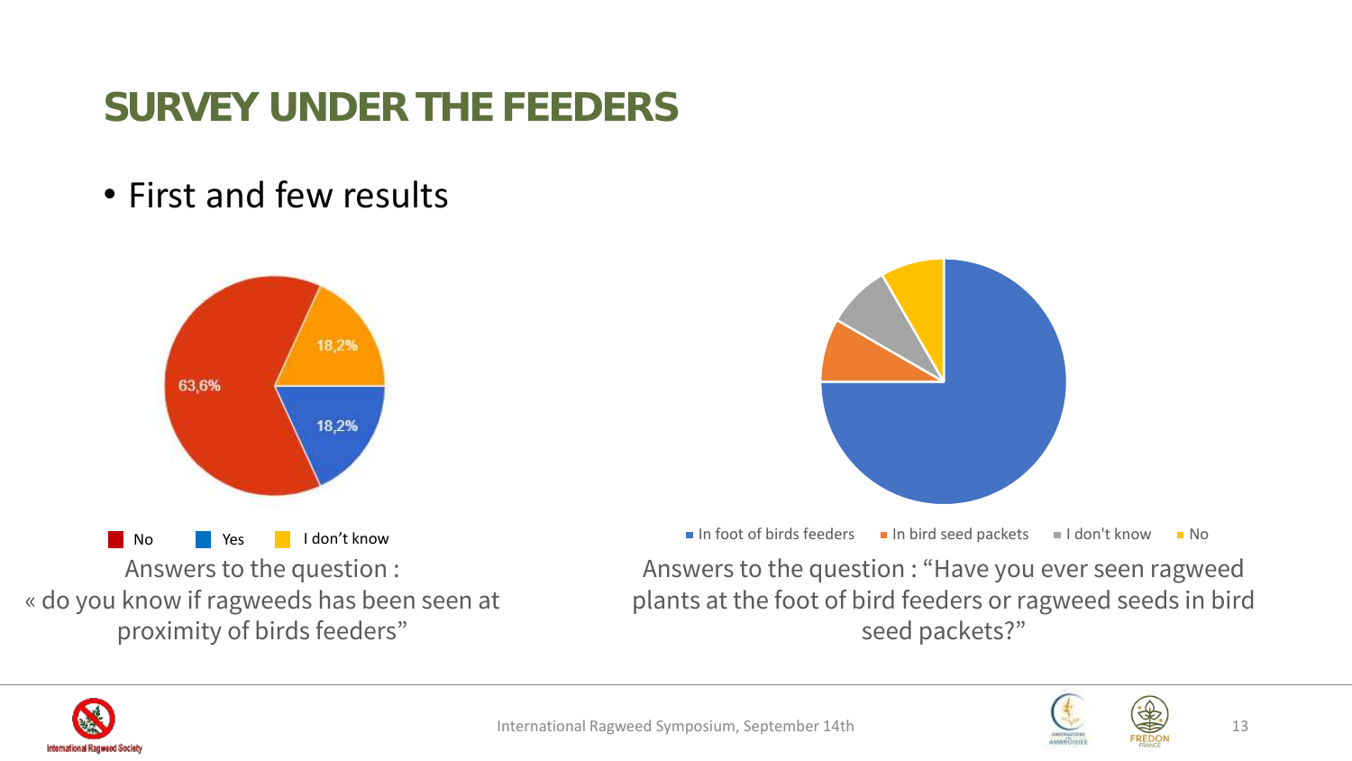# SURVEY UNDER THE FEEDERS

- First and few results

63,6%

18,2%

18,2%

No Yes I don't know

Answers to the question :
« do you know if ragweeds has been seen at proximity of birds feeders"

In foot of birds feeders In bird seed packets I don't know No

Answers to the question : "Have you ever seen ragweed plants at the foot of bird feeders or ragweed seeds in bird seed packets?"

International Ragweed Symposium, September 14th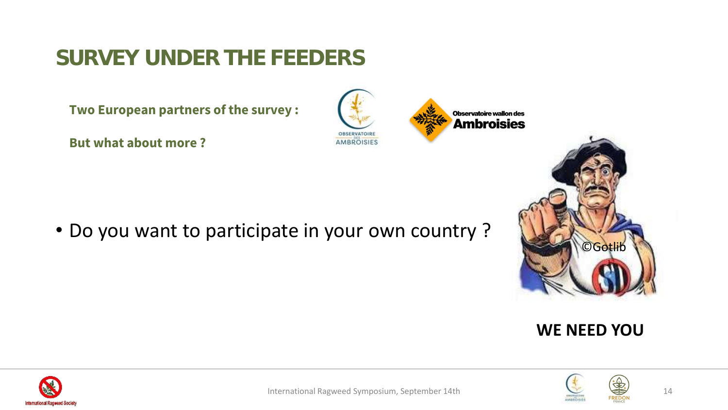# SURVEY UNDER THE FEEDERS

**Two European partners of the survey :**

**But what about more ?**

- Do you want to participate in your own country ?

©Gotlib

**WE NEED YOU**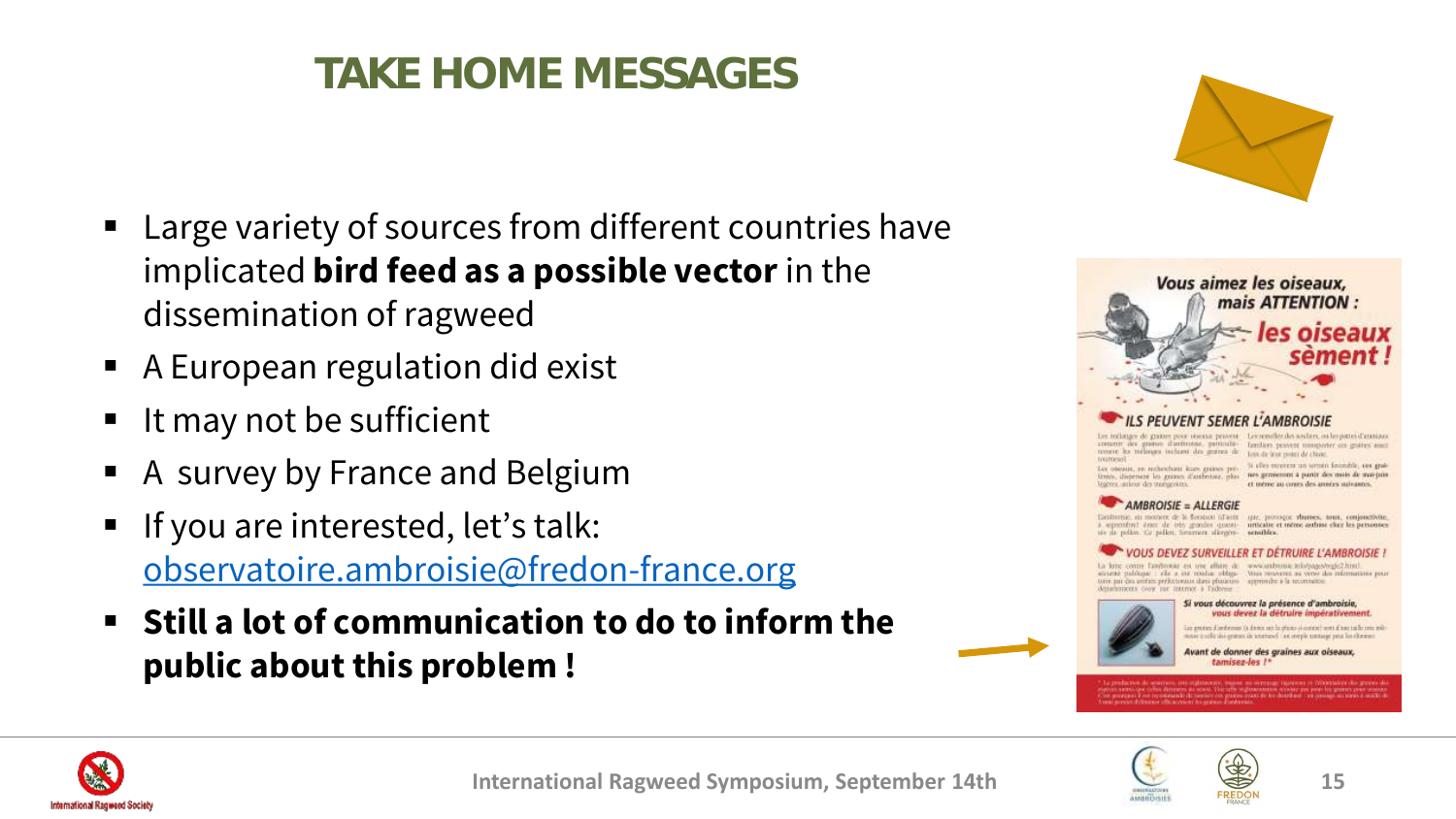# TAKE HOME MESSAGES

- Large variety of sources from different countries have implicated **bird feed as a possible vector** in the dissemination of ragweed
- A European regulation did exist
- It may not be sufficient
- A survey by France and Belgium
- If you are interested, let's talk: observatoire.ambroisie@fredon-france.org
- **Still a lot of communication to do to inform the public about this problem !**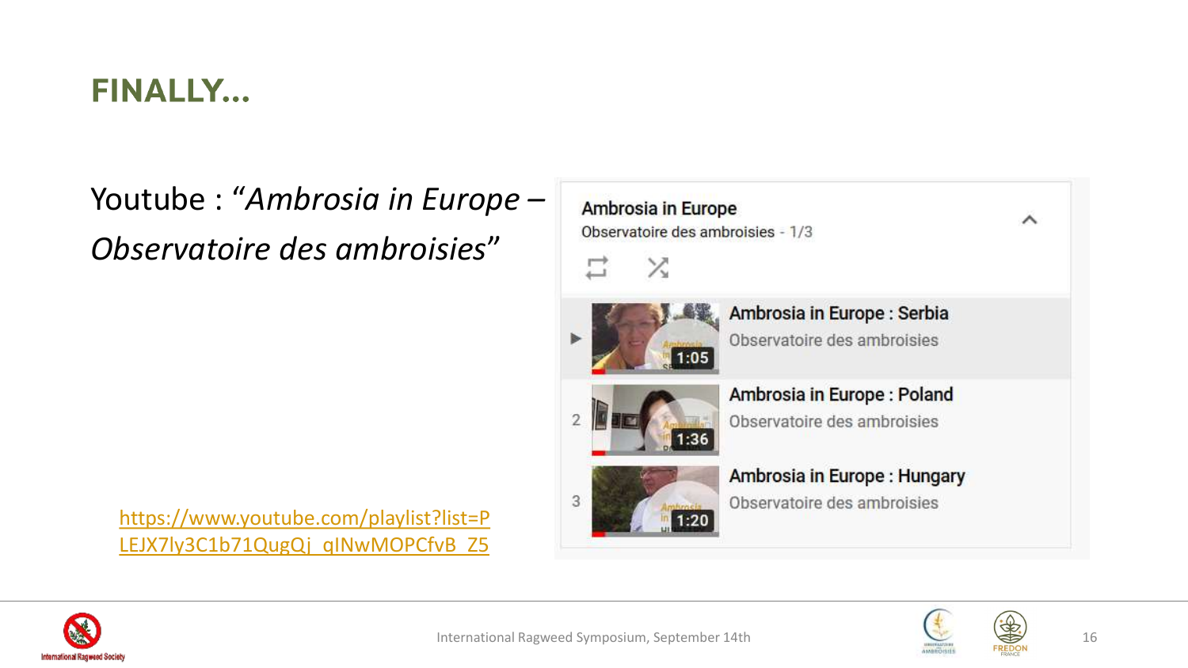# FINALLY…

Youtube : "*Ambrosia in Europe – Observatoire des ambroisies*"

Ambrosia in Europe
Observatoire des ambroisies - 1/3

1. Ambrosia in Europe : Serbia — Observatoire des ambroisies — 1:05
2. Ambrosia in Europe : Poland — Observatoire des ambroisies — 1:36
3. Ambrosia in Europe : Hungary — Observatoire des ambroisies — 1:20

https://www.youtube.com/playlist?list=PLEJX7ly3C1b71QugQj_qINwMOPCfvB_Z5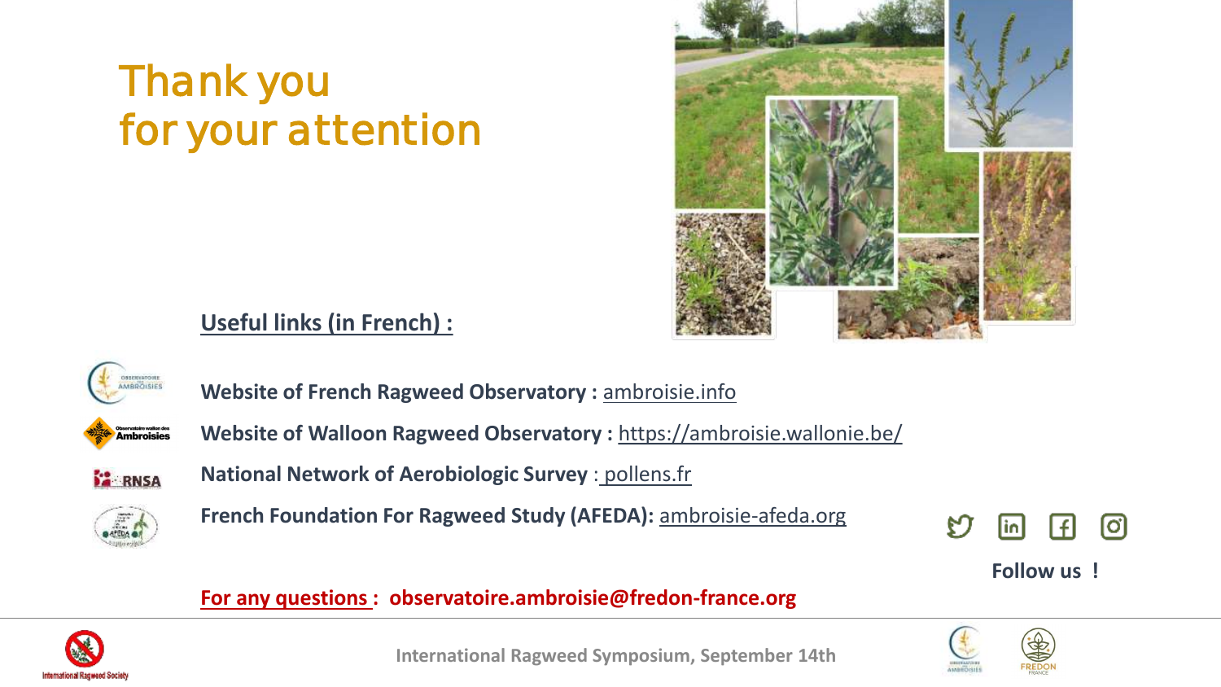# Thank you for your attention

**Useful links (in French) :**

**Website of French Ragweed Observatory :** ambroisie.info

**Website of Walloon Ragweed Observatory :** https://ambroisie.wallonie.be/

**National Network of Aerobiologic Survey** : pollens.fr

**French Foundation For Ragweed Study (AFEDA):** ambroisie-afeda.org

**Follow us !**

**For any questions : observatoire.ambroisie@fredon-france.org**

**International Ragweed Symposium, September 14th**